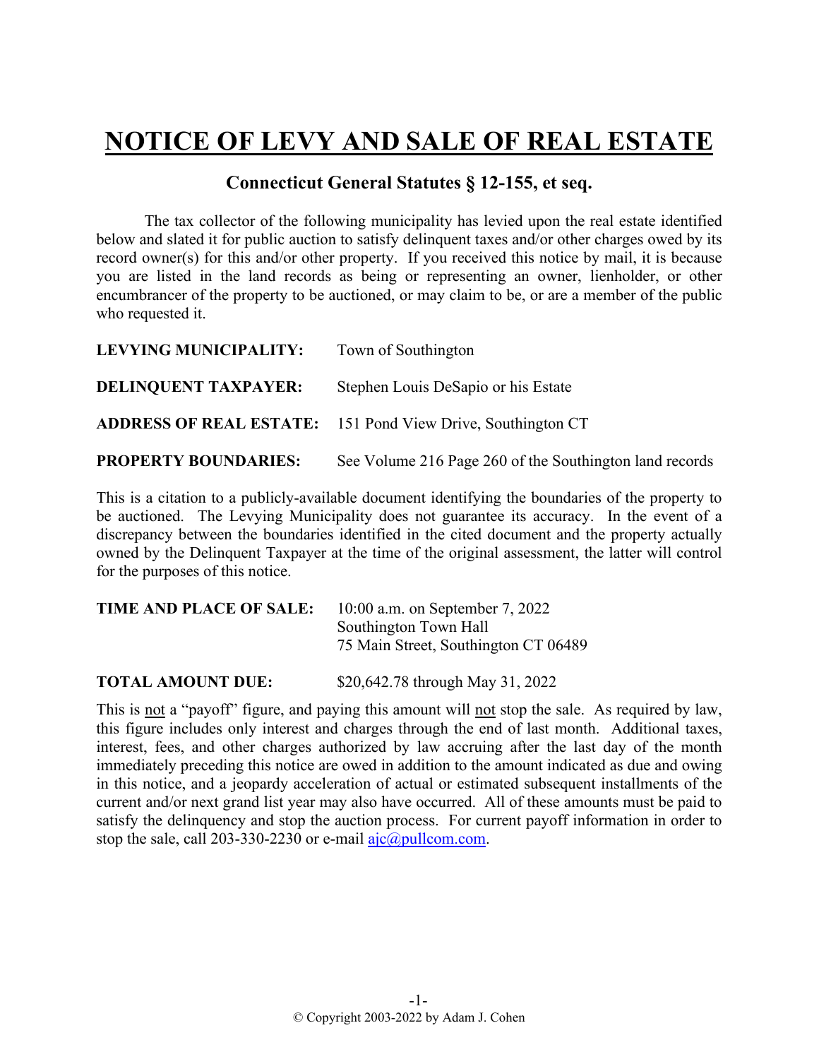# NOTICE OF LEVY AND SALE OF REAL ESTATE

## Connecticut General Statutes § 12-155, et seq.

The tax collector of the following municipality has levied upon the real estate identified below and slated it for public auction to satisfy delinquent taxes and/or other charges owed by its record owner(s) for this and/or other property. If you received this notice by mail, it is because you are listed in the land records as being or representing an owner, lienholder, or other encumbrancer of the property to be auctioned, or may claim to be, or are a member of the public who requested it.

**LEVYING MUNICIPALITY:** Town of Southington

**DELINQUENT TAXPAYER:** Stephen Louis DeSapio or his Estate

**ADDRESS OF REAL ESTATE:** 151 Pond View Drive, Southington CT

**PROPERTY BOUNDARIES:** See Volume 216 Page 260 of the Southington land records

This is a citation to a publicly-available document identifying the boundaries of the property to be auctioned. The Levying Municipality does not guarantee its accuracy. In the event of a discrepancy between the boundaries identified in the cited document and the property actually owned by the Delinquent Taxpayer at the time of the original assessment, the latter will control for the purposes of this notice.

**TIME AND PLACE OF SALE:** 10:00 a.m. on September 7, 2022
Southington Town Hall
75 Main Street, Southington CT 06489

**TOTAL AMOUNT DUE:** $20,642.78 through May 31, 2022

This is not a "payoff" figure, and paying this amount will not stop the sale. As required by law, this figure includes only interest and charges through the end of last month. Additional taxes, interest, fees, and other charges authorized by law accruing after the last day of the month immediately preceding this notice are owed in addition to the amount indicated as due and owing in this notice, and a jeopardy acceleration of actual or estimated subsequent installments of the current and/or next grand list year may also have occurred. All of these amounts must be paid to satisfy the delinquency and stop the auction process. For current payoff information in order to stop the sale, call 203-330-2230 or e-mail ajc@pullcom.com.

© Copyright 2003-2022 by Adam J. Cohen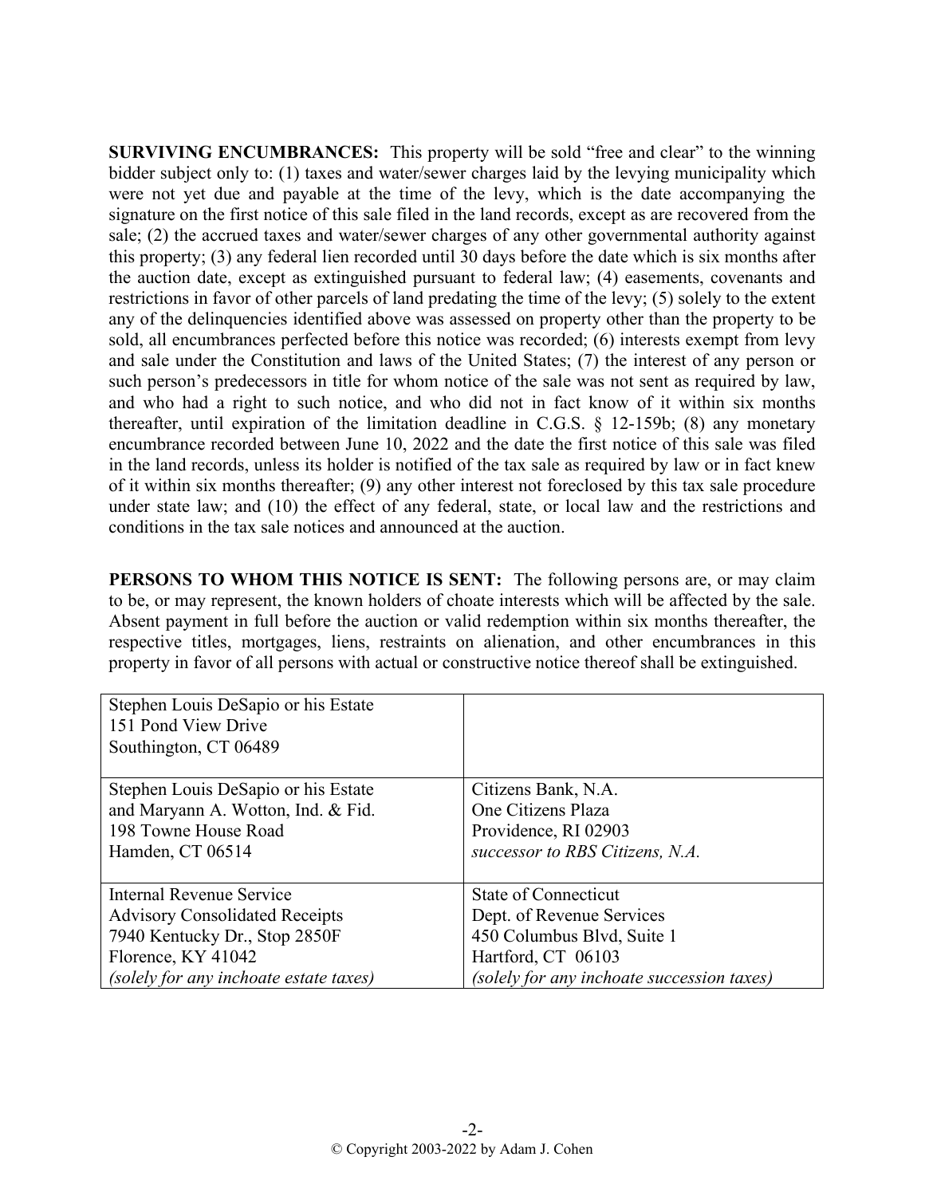**SURVIVING ENCUMBRANCES:** This property will be sold "free and clear" to the winning bidder subject only to: (1) taxes and water/sewer charges laid by the levying municipality which were not yet due and payable at the time of the levy, which is the date accompanying the signature on the first notice of this sale filed in the land records, except as are recovered from the sale; (2) the accrued taxes and water/sewer charges of any other governmental authority against this property; (3) any federal lien recorded until 30 days before the date which is six months after the auction date, except as extinguished pursuant to federal law; (4) easements, covenants and restrictions in favor of other parcels of land predating the time of the levy; (5) solely to the extent any of the delinquencies identified above was assessed on property other than the property to be sold, all encumbrances perfected before this notice was recorded; (6) interests exempt from levy and sale under the Constitution and laws of the United States; (7) the interest of any person or such person's predecessors in title for whom notice of the sale was not sent as required by law, and who had a right to such notice, and who did not in fact know of it within six months thereafter, until expiration of the limitation deadline in C.G.S. § 12-159b; (8) any monetary encumbrance recorded between June 10, 2022 and the date the first notice of this sale was filed in the land records, unless its holder is notified of the tax sale as required by law or in fact knew of it within six months thereafter; (9) any other interest not foreclosed by this tax sale procedure under state law; and (10) the effect of any federal, state, or local law and the restrictions and conditions in the tax sale notices and announced at the auction.

**PERSONS TO WHOM THIS NOTICE IS SENT:** The following persons are, or may claim to be, or may represent, the known holders of choate interests which will be affected by the sale. Absent payment in full before the auction or valid redemption within six months thereafter, the respective titles, mortgages, liens, restraints on alienation, and other encumbrances in this property in favor of all persons with actual or constructive notice thereof shall be extinguished.

| | |
|---|---|
| Stephen Louis DeSapio or his Estate<br>151 Pond View Drive<br>Southington, CT 06489 | |
| Stephen Louis DeSapio or his Estate<br>and Maryann A. Wotton, Ind. & Fid.<br>198 Towne House Road<br>Hamden, CT 06514 | Citizens Bank, N.A.<br>One Citizens Plaza<br>Providence, RI 02903<br>*successor to RBS Citizens, N.A.* |
| Internal Revenue Service<br>Advisory Consolidated Receipts<br>7940 Kentucky Dr., Stop 2850F<br>Florence, KY 41042<br>*(solely for any inchoate estate taxes)* | State of Connecticut<br>Dept. of Revenue Services<br>450 Columbus Blvd, Suite 1<br>Hartford, CT 06103<br>*(solely for any inchoate succession taxes)* |

© Copyright 2003-2022 by Adam J. Cohen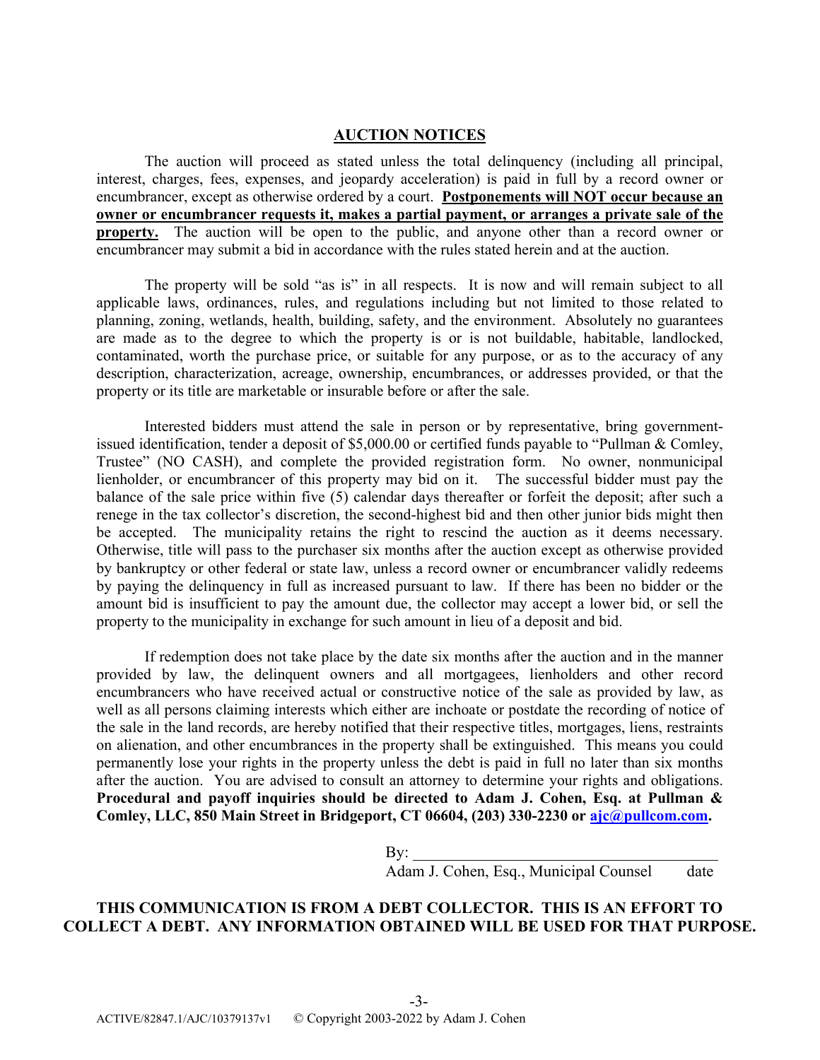## AUCTION NOTICES

The auction will proceed as stated unless the total delinquency (including all principal, interest, charges, fees, expenses, and jeopardy acceleration) is paid in full by a record owner or encumbrancer, except as otherwise ordered by a court. **Postponements will NOT occur because an owner or encumbrancer requests it, makes a partial payment, or arranges a private sale of the property.** The auction will be open to the public, and anyone other than a record owner or encumbrancer may submit a bid in accordance with the rules stated herein and at the auction.

The property will be sold "as is" in all respects. It is now and will remain subject to all applicable laws, ordinances, rules, and regulations including but not limited to those related to planning, zoning, wetlands, health, building, safety, and the environment. Absolutely no guarantees are made as to the degree to which the property is or is not buildable, habitable, landlocked, contaminated, worth the purchase price, or suitable for any purpose, or as to the accuracy of any description, characterization, acreage, ownership, encumbrances, or addresses provided, or that the property or its title are marketable or insurable before or after the sale.

Interested bidders must attend the sale in person or by representative, bring government-issued identification, tender a deposit of $5,000.00 or certified funds payable to "Pullman & Comley, Trustee" (NO CASH), and complete the provided registration form. No owner, nonmunicipal lienholder, or encumbrancer of this property may bid on it. The successful bidder must pay the balance of the sale price within five (5) calendar days thereafter or forfeit the deposit; after such a renege in the tax collector's discretion, the second-highest bid and then other junior bids might then be accepted. The municipality retains the right to rescind the auction as it deems necessary. Otherwise, title will pass to the purchaser six months after the auction except as otherwise provided by bankruptcy or other federal or state law, unless a record owner or encumbrancer validly redeems by paying the delinquency in full as increased pursuant to law. If there has been no bidder or the amount bid is insufficient to pay the amount due, the collector may accept a lower bid, or sell the property to the municipality in exchange for such amount in lieu of a deposit and bid.

If redemption does not take place by the date six months after the auction and in the manner provided by law, the delinquent owners and all mortgagees, lienholders and other record encumbrancers who have received actual or constructive notice of the sale as provided by law, as well as all persons claiming interests which either are inchoate or postdate the recording of notice of the sale in the land records, are hereby notified that their respective titles, mortgages, liens, restraints on alienation, and other encumbrances in the property shall be extinguished. This means you could permanently lose your rights in the property unless the debt is paid in full no later than six months after the auction. You are advised to consult an attorney to determine your rights and obligations. **Procedural and payoff inquiries should be directed to Adam J. Cohen, Esq. at Pullman & Comley, LLC, 850 Main Street in Bridgeport, CT 06604, (203) 330-2230 or ajc@pullcom.com.**

By: ____________________________________

Adam J. Cohen, Esq., Municipal Counsel date

**THIS COMMUNICATION IS FROM A DEBT COLLECTOR. THIS IS AN EFFORT TO COLLECT A DEBT. ANY INFORMATION OBTAINED WILL BE USED FOR THAT PURPOSE.**

ACTIVE/82847.1/AJC/10379137v1 © Copyright 2003-2022 by Adam J. Cohen